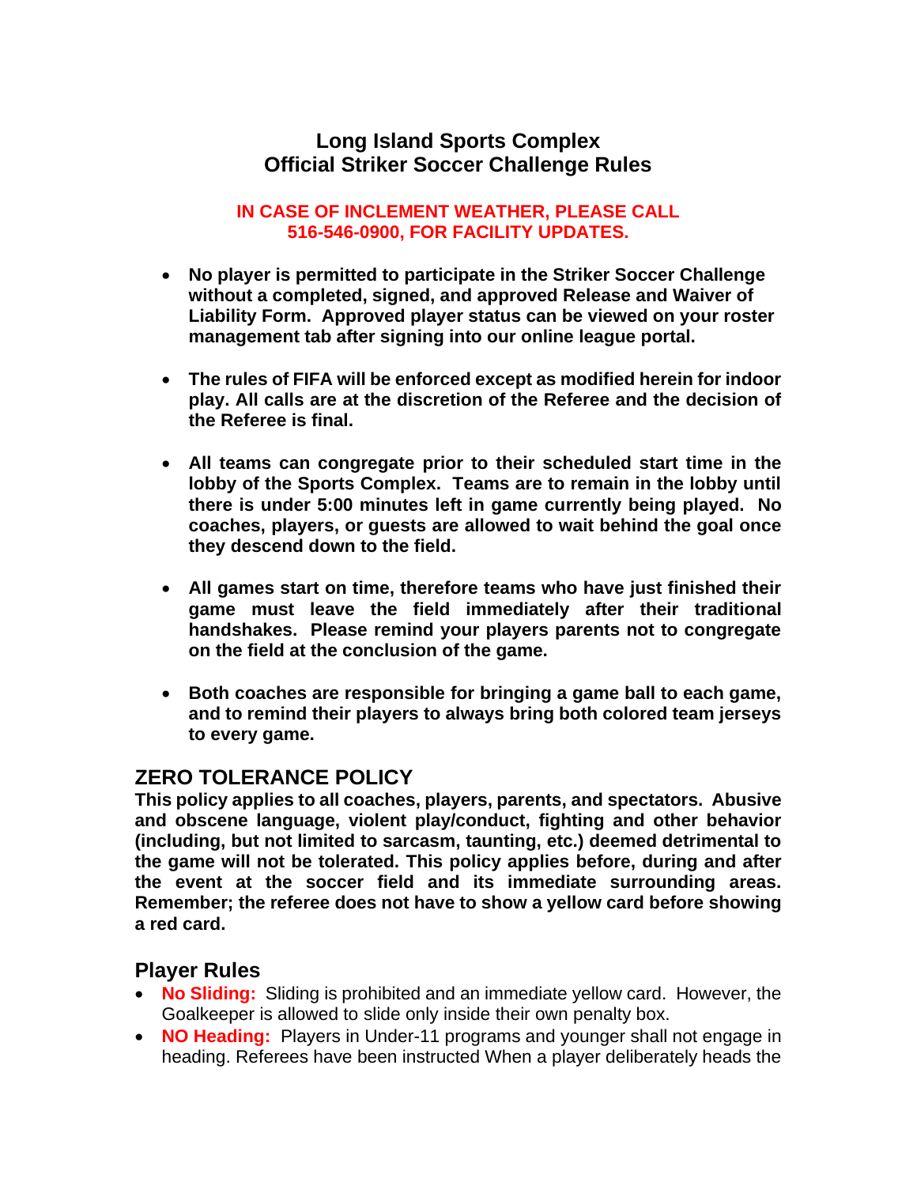# Long Island Sports Complex
# Official Striker Soccer Challenge Rules

**IN CASE OF INCLEMENT WEATHER, PLEASE CALL 516-546-0900, FOR FACILITY UPDATES.**

- **No player is permitted to participate in the Striker Soccer Challenge without a completed, signed, and approved Release and Waiver of Liability Form. Approved player status can be viewed on your roster management tab after signing into our online league portal.**

- **The rules of FIFA will be enforced except as modified herein for indoor play. All calls are at the discretion of the Referee and the decision of the Referee is final.**

- **All teams can congregate prior to their scheduled start time in the lobby of the Sports Complex. Teams are to remain in the lobby until there is under 5:00 minutes left in game currently being played. No coaches, players, or guests are allowed to wait behind the goal once they descend down to the field.**

- **All games start on time, therefore teams who have just finished their game must leave the field immediately after their traditional handshakes. Please remind your players parents not to congregate on the field at the conclusion of the game.**

- **Both coaches are responsible for bringing a game ball to each game, and to remind their players to always bring both colored team jerseys to every game.**

## ZERO TOLERANCE POLICY

**This policy applies to all coaches, players, parents, and spectators. Abusive and obscene language, violent play/conduct, fighting and other behavior (including, but not limited to sarcasm, taunting, etc.) deemed detrimental to the game will not be tolerated. This policy applies before, during and after the event at the soccer field and its immediate surrounding areas. Remember; the referee does not have to show a yellow card before showing a red card.**

## Player Rules

- **No Sliding:** Sliding is prohibited and an immediate yellow card. However, the Goalkeeper is allowed to slide only inside their own penalty box.
- **NO Heading:** Players in Under-11 programs and younger shall not engage in heading. Referees have been instructed When a player deliberately heads the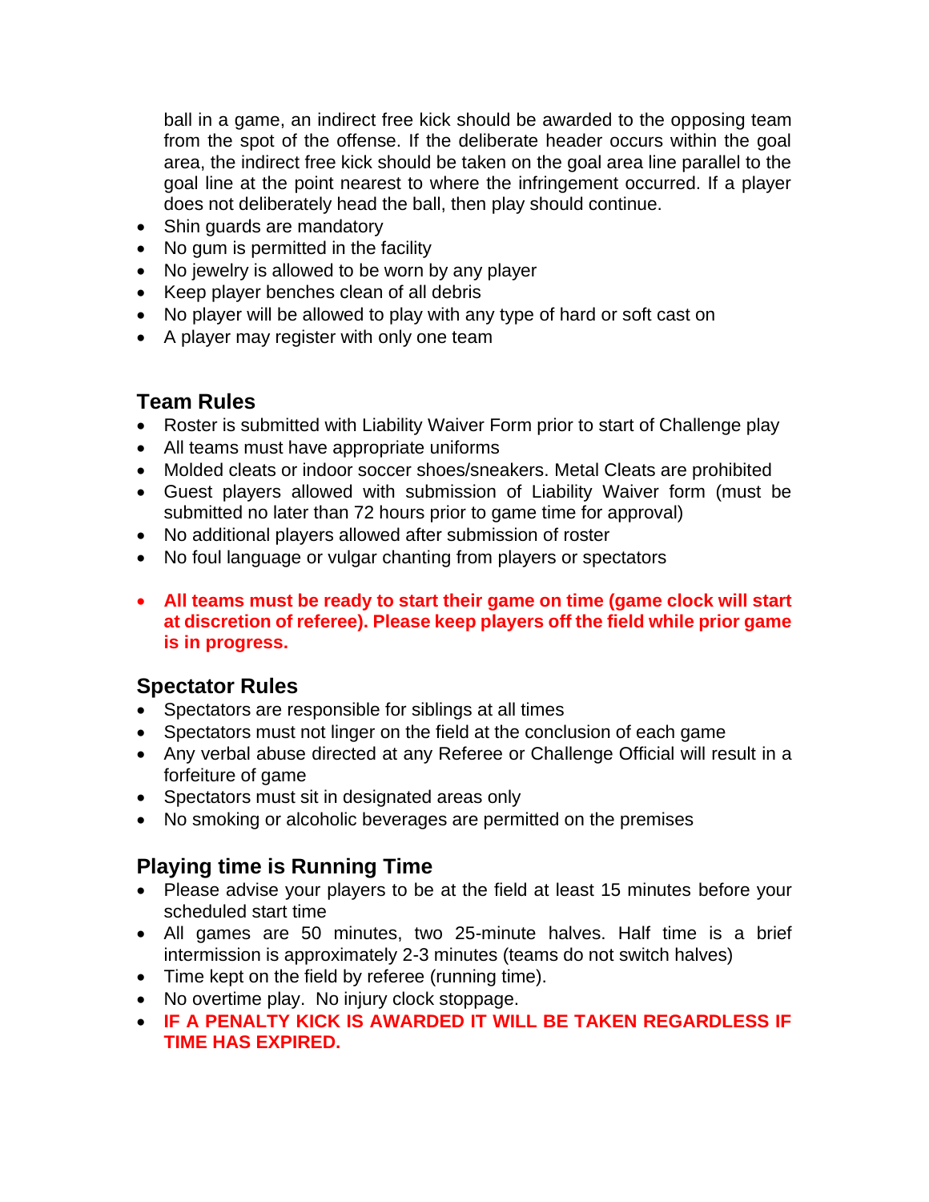ball in a game, an indirect free kick should be awarded to the opposing team from the spot of the offense. If the deliberate header occurs within the goal area, the indirect free kick should be taken on the goal area line parallel to the goal line at the point nearest to where the infringement occurred. If a player does not deliberately head the ball, then play should continue.

- Shin guards are mandatory
- No gum is permitted in the facility
- No jewelry is allowed to be worn by any player
- Keep player benches clean of all debris
- No player will be allowed to play with any type of hard or soft cast on
- A player may register with only one team

## Team Rules

- Roster is submitted with Liability Waiver Form prior to start of Challenge play
- All teams must have appropriate uniforms
- Molded cleats or indoor soccer shoes/sneakers. Metal Cleats are prohibited
- Guest players allowed with submission of Liability Waiver form (must be submitted no later than 72 hours prior to game time for approval)
- No additional players allowed after submission of roster
- No foul language or vulgar chanting from players or spectators

- **All teams must be ready to start their game on time (game clock will start at discretion of referee). Please keep players off the field while prior game is in progress.**

## Spectator Rules

- Spectators are responsible for siblings at all times
- Spectators must not linger on the field at the conclusion of each game
- Any verbal abuse directed at any Referee or Challenge Official will result in a forfeiture of game
- Spectators must sit in designated areas only
- No smoking or alcoholic beverages are permitted on the premises

## Playing time is Running Time

- Please advise your players to be at the field at least 15 minutes before your scheduled start time
- All games are 50 minutes, two 25-minute halves. Half time is a brief intermission is approximately 2-3 minutes (teams do not switch halves)
- Time kept on the field by referee (running time).
- No overtime play. No injury clock stoppage.
- **IF A PENALTY KICK IS AWARDED IT WILL BE TAKEN REGARDLESS IF TIME HAS EXPIRED.**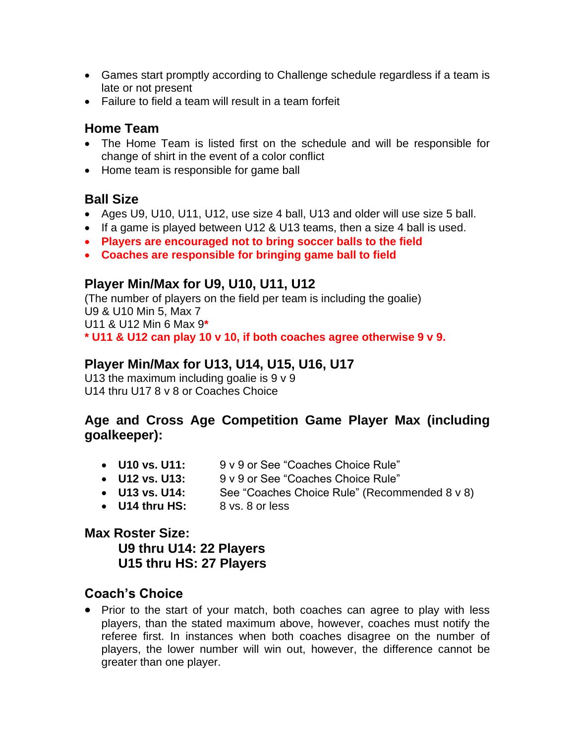- Games start promptly according to Challenge schedule regardless if a team is late or not present
- Failure to field a team will result in a team forfeit

## Home Team

- The Home Team is listed first on the schedule and will be responsible for change of shirt in the event of a color conflict
- Home team is responsible for game ball

## Ball Size

- Ages U9, U10, U11, U12, use size 4 ball, U13 and older will use size 5 ball.
- If a game is played between U12 & U13 teams, then a size 4 ball is used.
- **Players are encouraged not to bring soccer balls to the field**
- **Coaches are responsible for bringing game ball to field**

## Player Min/Max for U9, U10, U11, U12

(The number of players on the field per team is including the goalie)
U9 & U10 Min 5, Max 7
U11 & U12 Min 6 Max 9**\***
**\* U11 & U12 can play 10 v 10, if both coaches agree otherwise 9 v 9.**

## Player Min/Max for U13, U14, U15, U16, U17

U13 the maximum including goalie is 9 v 9
U14 thru U17 8 v 8 or Coaches Choice

## Age and Cross Age Competition Game Player Max (including goalkeeper):

- **U10 vs. U11:** 9 v 9 or See "Coaches Choice Rule"
- **U12 vs. U13:** 9 v 9 or See "Coaches Choice Rule"
- **U13 vs. U14:** See "Coaches Choice Rule" (Recommended 8 v 8)
- **U14 thru HS:** 8 vs. 8 or less

## Max Roster Size:

**U9 thru U14: 22 Players**
**U15 thru HS: 27 Players**

## Coach's Choice

- Prior to the start of your match, both coaches can agree to play with less players, than the stated maximum above, however, coaches must notify the referee first. In instances when both coaches disagree on the number of players, the lower number will win out, however, the difference cannot be greater than one player.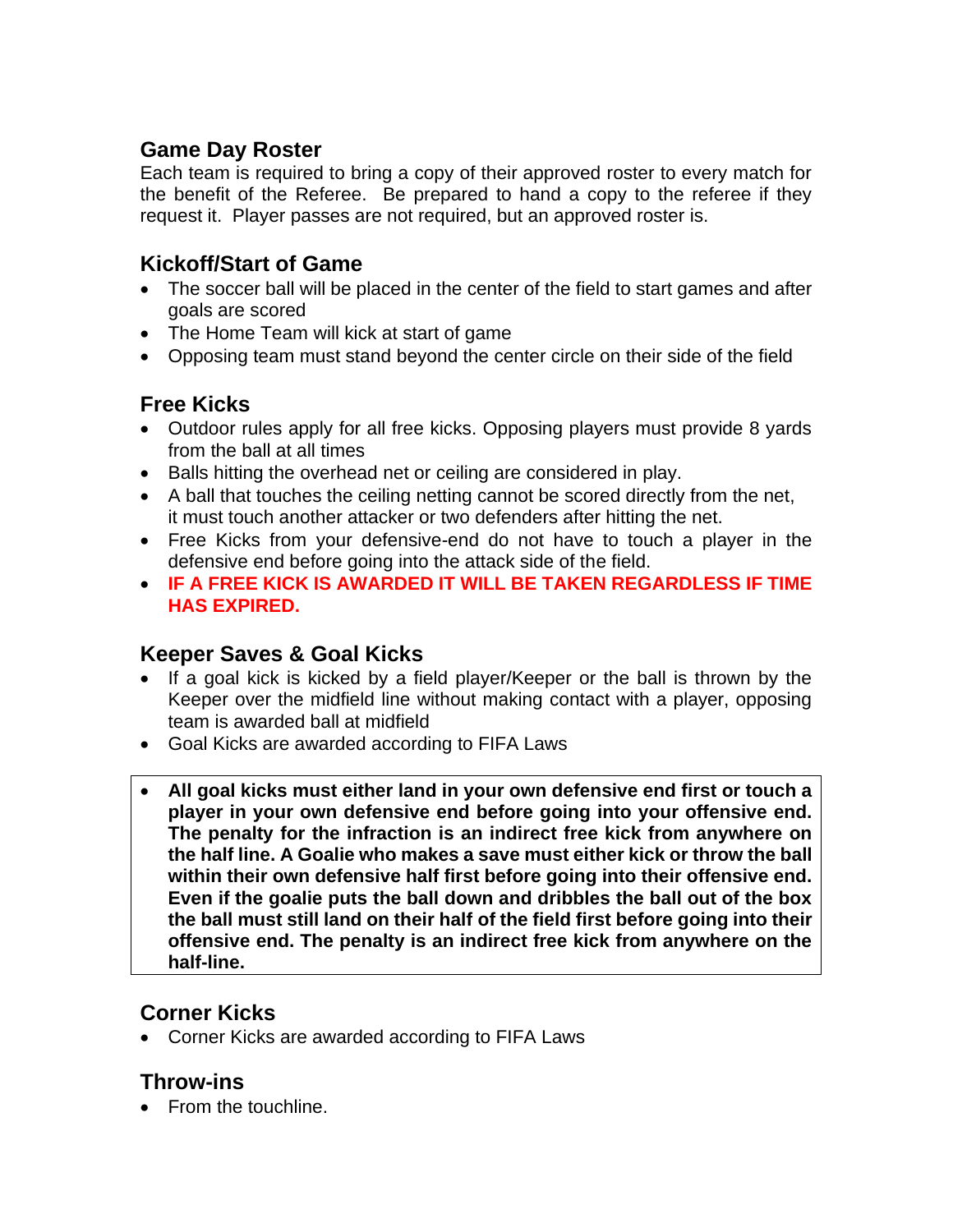## Game Day Roster

Each team is required to bring a copy of their approved roster to every match for the benefit of the Referee. Be prepared to hand a copy to the referee if they request it. Player passes are not required, but an approved roster is.

## Kickoff/Start of Game

- The soccer ball will be placed in the center of the field to start games and after goals are scored
- The Home Team will kick at start of game
- Opposing team must stand beyond the center circle on their side of the field

## Free Kicks

- Outdoor rules apply for all free kicks. Opposing players must provide 8 yards from the ball at all times
- Balls hitting the overhead net or ceiling are considered in play.
- A ball that touches the ceiling netting cannot be scored directly from the net, it must touch another attacker or two defenders after hitting the net.
- Free Kicks from your defensive-end do not have to touch a player in the defensive end before going into the attack side of the field.
- **IF A FREE KICK IS AWARDED IT WILL BE TAKEN REGARDLESS IF TIME HAS EXPIRED.**

## Keeper Saves & Goal Kicks

- If a goal kick is kicked by a field player/Keeper or the ball is thrown by the Keeper over the midfield line without making contact with a player, opposing team is awarded ball at midfield
- Goal Kicks are awarded according to FIFA Laws

- **All goal kicks must either land in your own defensive end first or touch a player in your own defensive end before going into your offensive end. The penalty for the infraction is an indirect free kick from anywhere on the half line. A Goalie who makes a save must either kick or throw the ball within their own defensive half first before going into their offensive end. Even if the goalie puts the ball down and dribbles the ball out of the box the ball must still land on their half of the field first before going into their offensive end. The penalty is an indirect free kick from anywhere on the half-line.**

## Corner Kicks

- Corner Kicks are awarded according to FIFA Laws

## Throw-ins

- From the touchline.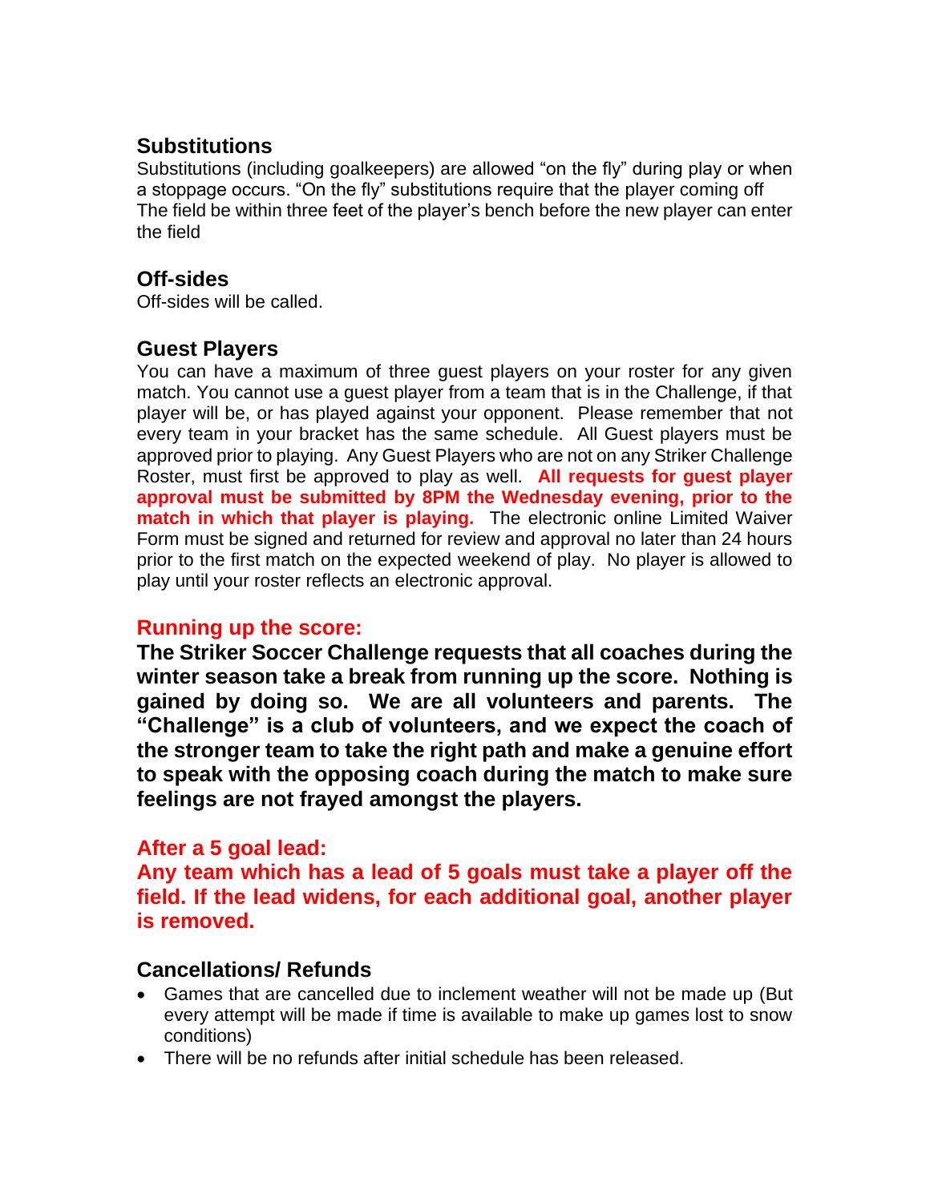## Substitutions

Substitutions (including goalkeepers) are allowed "on the fly" during play or when a stoppage occurs. "On the fly" substitutions require that the player coming off The field be within three feet of the player's bench before the new player can enter the field

## Off-sides

Off-sides will be called.

## Guest Players

You can have a maximum of three guest players on your roster for any given match. You cannot use a guest player from a team that is in the Challenge, if that player will be, or has played against your opponent. Please remember that not every team in your bracket has the same schedule. All Guest players must be approved prior to playing. Any Guest Players who are not on any Striker Challenge Roster, must first be approved to play as well. **All requests for guest player approval must be submitted by 8PM the Wednesday evening, prior to the match in which that player is playing.** The electronic online Limited Waiver Form must be signed and returned for review and approval no later than 24 hours prior to the first match on the expected weekend of play. No player is allowed to play until your roster reflects an electronic approval.

## Running up the score:

**The Striker Soccer Challenge requests that all coaches during the winter season take a break from running up the score. Nothing is gained by doing so. We are all volunteers and parents. The "Challenge" is a club of volunteers, and we expect the coach of the stronger team to take the right path and make a genuine effort to speak with the opposing coach during the match to make sure feelings are not frayed amongst the players.**

## After a 5 goal lead:

**Any team which has a lead of 5 goals must take a player off the field. If the lead widens, for each additional goal, another player is removed.**

## Cancellations/ Refunds

- Games that are cancelled due to inclement weather will not be made up (But every attempt will be made if time is available to make up games lost to snow conditions)
- There will be no refunds after initial schedule has been released.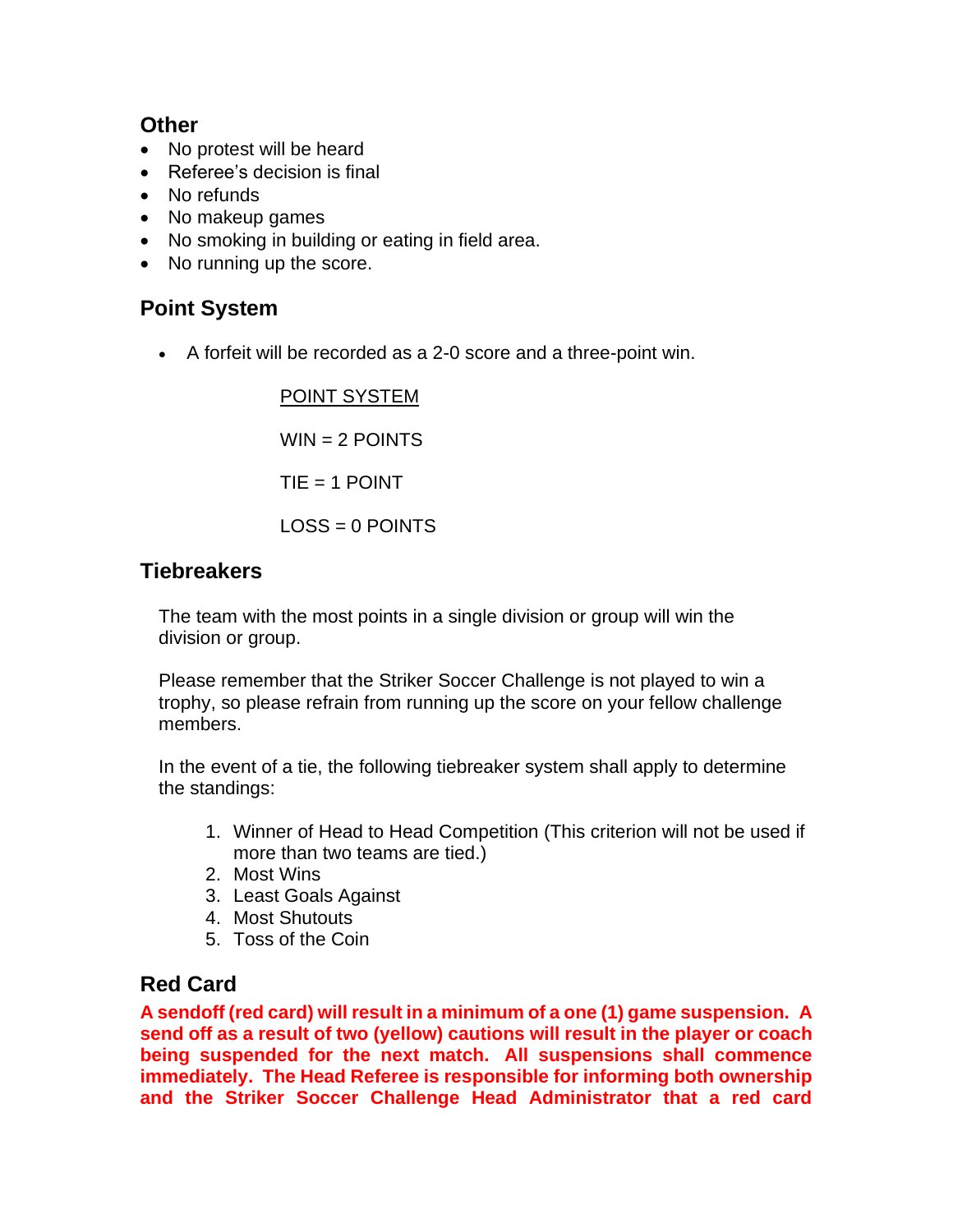## Other

- No protest will be heard
- Referee's decision is final
- No refunds
- No makeup games
- No smoking in building or eating in field area.
- No running up the score.

## Point System

- A forfeit will be recorded as a 2-0 score and a three-point win.

POINT SYSTEM

WIN = 2 POINTS

TIE = 1 POINT

LOSS = 0 POINTS

## Tiebreakers

The team with the most points in a single division or group will win the division or group.

Please remember that the Striker Soccer Challenge is not played to win a trophy, so please refrain from running up the score on your fellow challenge members.

In the event of a tie, the following tiebreaker system shall apply to determine the standings:

1. Winner of Head to Head Competition (This criterion will not be used if more than two teams are tied.)
2. Most Wins
3. Least Goals Against
4. Most Shutouts
5. Toss of the Coin

## Red Card

**A sendoff (red card) will result in a minimum of a one (1) game suspension. A send off as a result of two (yellow) cautions will result in the player or coach being suspended for the next match. All suspensions shall commence immediately. The Head Referee is responsible for informing both ownership and the Striker Soccer Challenge Head Administrator that a red card**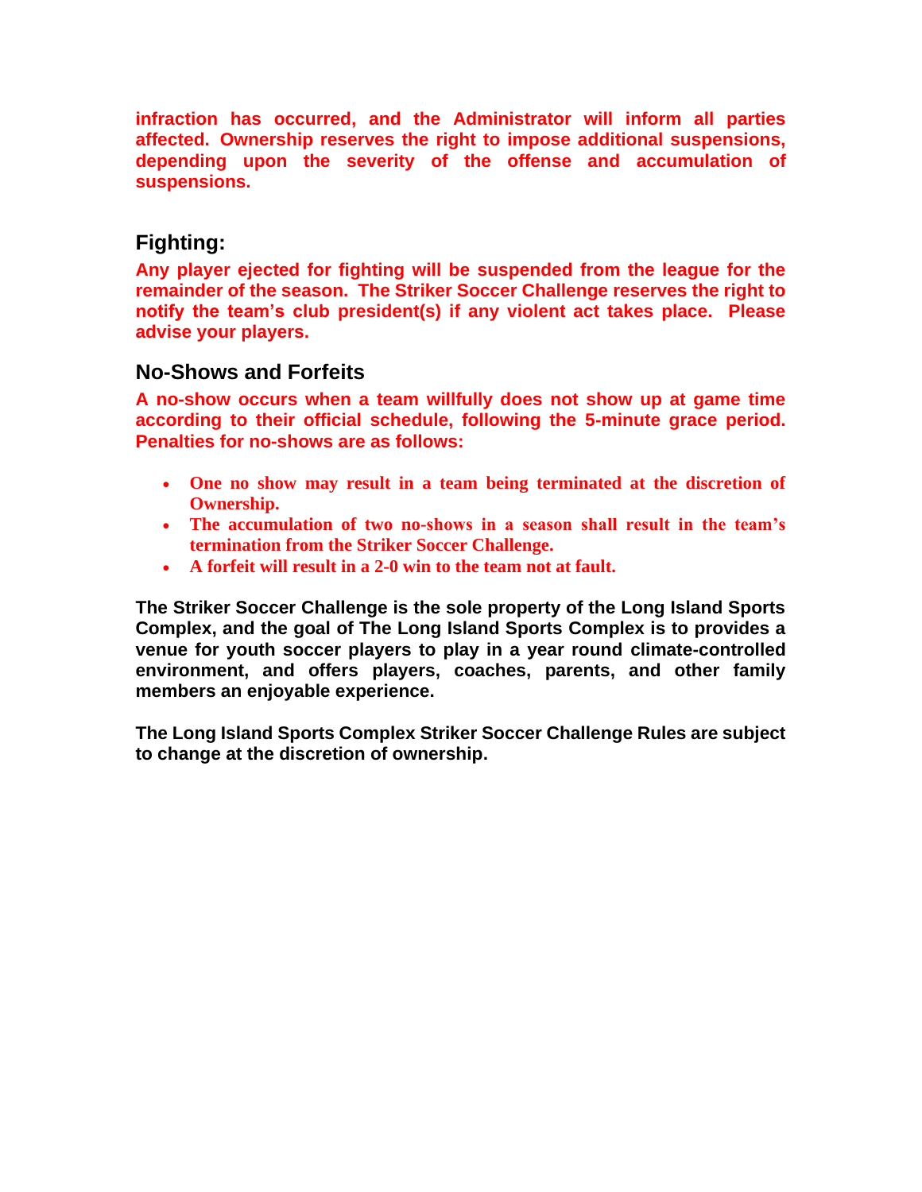**infraction has occurred, and the Administrator will inform all parties affected. Ownership reserves the right to impose additional suspensions, depending upon the severity of the offense and accumulation of suspensions.**

## Fighting:

**Any player ejected for fighting will be suspended from the league for the remainder of the season. The Striker Soccer Challenge reserves the right to notify the team's club president(s) if any violent act takes place. Please advise your players.**

## No-Shows and Forfeits

**A no-show occurs when a team willfully does not show up at game time according to their official schedule, following the 5-minute grace period. Penalties for no-shows are as follows:**

- **One no show may result in a team being terminated at the discretion of Ownership.**
- **The accumulation of two no-shows in a season shall result in the team's termination from the Striker Soccer Challenge.**
- **A forfeit will result in a 2-0 win to the team not at fault.**

**The Striker Soccer Challenge is the sole property of the Long Island Sports Complex, and the goal of The Long Island Sports Complex is to provides a venue for youth soccer players to play in a year round climate-controlled environment, and offers players, coaches, parents, and other family members an enjoyable experience.**

**The Long Island Sports Complex Striker Soccer Challenge Rules are subject to change at the discretion of ownership.**